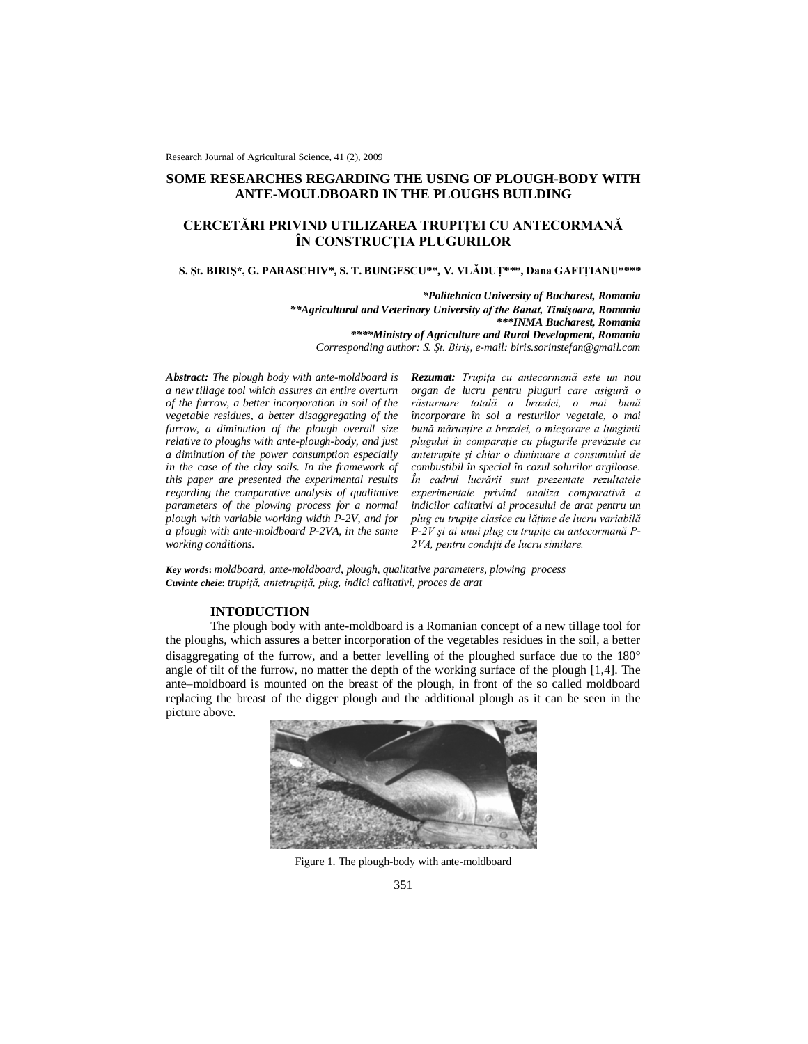# SOME RESEARCHES REGARDING THE USING OF PLOUGH-BODY WITH ANTE-MOULDBOARD IN THE PLOUGHS BUILDING

# CERCETĂRI PRIVIND UTILIZAREA TRUPIȚEI CU ANTECORMANĂ ÎN CONSTRUCȚIA PLUGURILOR

**S. Şt. BIRIŞ\*, G. PARASCHIV\*, S. T. BUNGESCU\*\*, V. VLĂDUȚ\*\*\*, Dana GAFIȚIANU\*\*\*\***

***Politehnica University of Bucharest, Romania***
***\*\*Agricultural and Veterinary University of the Banat, Timişoara, Romania***
***\*\*\*INMA Bucharest, Romania***
***\*\*\*\*Ministry of Agriculture and Rural Development, Romania***
*Corresponding author: S. Şt. Biriş, e-mail: biris.sorinstefan@gmail.com*

***Abstract:*** *The plough body with ante-moldboard is a new tillage tool which assures an entire overturn of the furrow, a better incorporation in soil of the vegetable residues, a better disaggregating of the furrow, a diminution of the plough overall size relative to ploughs with ante-plough-body, and just a diminution of the power consumption especially in the case of the clay soils. In the framework of this paper are presented the experimental results regarding the comparative analysis of qualitative parameters of the plowing process for a normal plough with variable working width P-2V, and for a plough with ante-moldboard P-2VA, in the same working conditions.*

***Rezumat:*** *Trupița cu antecormană este un nou organ de lucru pentru pluguri care asigură o răsturnare totală a brazdei, o mai bună încorporare în sol a resturilor vegetale, o mai bună mărunțire a brazdei, o micşorare a lungimii plugului în comparație cu plugurile prevăzute cu antetrupițe şi chiar o diminuare a consumului de combustibil în special în cazul solurilor argiloase. În cadrul lucrării sunt prezentate rezultatele experimentale privind analiza comparativă a indicilor calitativi ai procesului de arat pentru un plug cu trupițe clasice cu lățime de lucru variabilă P-2V şi ai unui plug cu trupițe cu antecormană P-2VA, pentru condiții de lucru similare.*

***Key words*:** *moldboard, ante-moldboard, plough, qualitative parameters, plowing process*
***Cuvinte cheie*:** *trupiță, antetrupiță, plug, indici calitativi, proces de arat*

## INTODUCTION

The plough body with ante-moldboard is a Romanian concept of a new tillage tool for the ploughs, which assures a better incorporation of the vegetables residues in the soil, a better disaggregating of the furrow, and a better levelling of the ploughed surface due to the 180° angle of tilt of the furrow, no matter the depth of the working surface of the plough [1,4]. The ante–moldboard is mounted on the breast of the plough, in front of the so called moldboard replacing the breast of the digger plough and the additional plough as it can be seen in the picture above.

Figure 1. The plough-body with ante-moldboard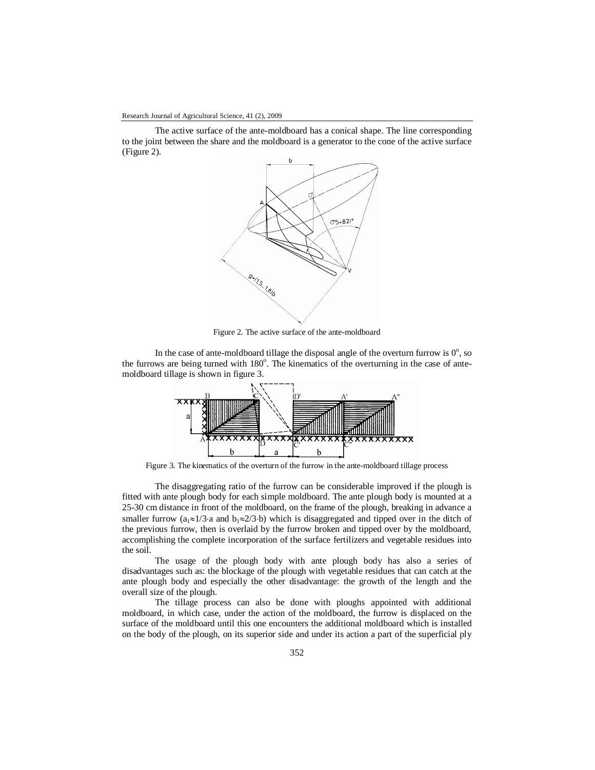The active surface of the ante-moldboard has a conical shape. The line corresponding to the joint between the share and the moldboard is a generator to the cone of the active surface (Figure 2).

Figure 2. The active surface of the ante-moldboard

In the case of ante-moldboard tillage the disposal angle of the overturn furrow is $0^o$, so the furrows are being turned with $180^o$. The kinematics of the overturning in the case of ante-moldboard tillage is shown in figure 3.

Figure 3. The kinematics of the overturn of the furrow in the ante-moldboard tillage process

The disaggregating ratio of the furrow can be considerable improved if the plough is fitted with ante plough body for each simple moldboard. The ante plough body is mounted at a 25-30 cm distance in front of the moldboard, on the frame of the plough, breaking in advance a smaller furrow ($a_1 \approx 1/3 \cdot a$ and $b_1 \approx 2/3 \cdot b$) which is disaggregated and tipped over in the ditch of the previous furrow, then is overlaid by the furrow broken and tipped over by the moldboard, accomplishing the complete incorporation of the surface fertilizers and vegetable residues into the soil.

The usage of the plough body with ante plough body has also a series of disadvantages such as: the blockage of the plough with vegetable residues that can catch at the ante plough body and especially the other disadvantage: the growth of the length and the overall size of the plough.

The tillage process can also be done with ploughs appointed with additional moldboard, in which case, under the action of the moldboard, the furrow is displaced on the surface of the moldboard until this one encounters the additional moldboard which is installed on the body of the plough, on its superior side and under its action a part of the superficial ply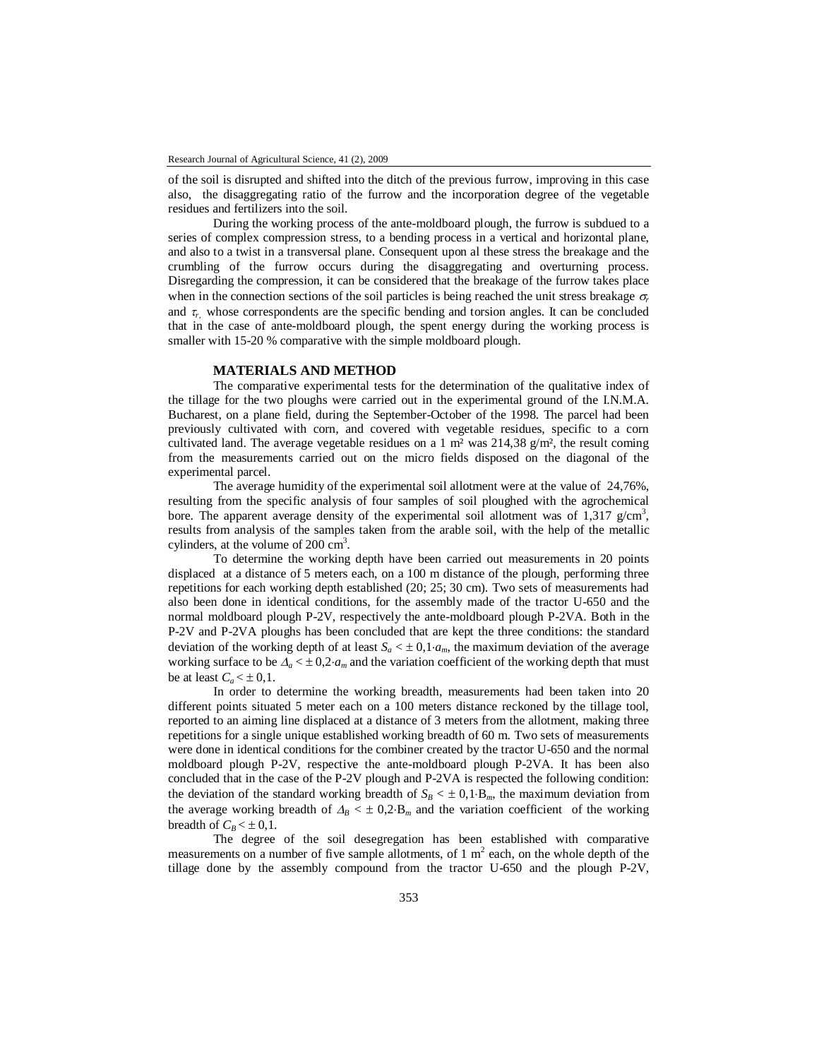of the soil is disrupted and shifted into the ditch of the previous furrow, improving in this case also, the disaggregating ratio of the furrow and the incorporation degree of the vegetable residues and fertilizers into the soil.

During the working process of the ante-moldboard plough, the furrow is subdued to a series of complex compression stress, to a bending process in a vertical and horizontal plane, and also to a twist in a transversal plane. Consequent upon al these stress the breakage and the crumbling of the furrow occurs during the disaggregating and overturning process. Disregarding the compression, it can be considered that the breakage of the furrow takes place when in the connection sections of the soil particles is being reached the unit stress breakage $\sigma_r$ and $\tau_r$, whose correspondents are the specific bending and torsion angles. It can be concluded that in the case of ante-moldboard plough, the spent energy during the working process is smaller with 15-20 % comparative with the simple moldboard plough.

## MATERIALS AND METHOD

The comparative experimental tests for the determination of the qualitative index of the tillage for the two ploughs were carried out in the experimental ground of the I.N.M.A. Bucharest, on a plane field, during the September-October of the 1998. The parcel had been previously cultivated with corn, and covered with vegetable residues, specific to a corn cultivated land. The average vegetable residues on a 1 m² was 214,38 g/m², the result coming from the measurements carried out on the micro fields disposed on the diagonal of the experimental parcel.

The average humidity of the experimental soil allotment were at the value of 24,76%, resulting from the specific analysis of four samples of soil ploughed with the agrochemical bore. The apparent average density of the experimental soil allotment was of 1,317 g/cm$^3$, results from analysis of the samples taken from the arable soil, with the help of the metallic cylinders, at the volume of 200 cm$^3$.

To determine the working depth have been carried out measurements in 20 points displaced at a distance of 5 meters each, on a 100 m distance of the plough, performing three repetitions for each working depth established (20; 25; 30 cm). Two sets of measurements had also been done in identical conditions, for the assembly made of the tractor U-650 and the normal moldboard plough P-2V, respectively the ante-moldboard plough P-2VA. Both in the P-2V and P-2VA ploughs has been concluded that are kept the three conditions: the standard deviation of the working depth of at least $S_a < \pm 0{,}1{\cdot}a_m$, the maximum deviation of the average working surface to be $\Delta_a < \pm 0{,}2{\cdot}a_m$ and the variation coefficient of the working depth that must be at least $C_a < \pm 0{,}1$.

In order to determine the working breadth, measurements had been taken into 20 different points situated 5 meter each on a 100 meters distance reckoned by the tillage tool, reported to an aiming line displaced at a distance of 3 meters from the allotment, making three repetitions for a single unique established working breadth of 60 m. Two sets of measurements were done in identical conditions for the combiner created by the tractor U-650 and the normal moldboard plough P-2V, respective the ante-moldboard plough P-2VA. It has been also concluded that in the case of the P-2V plough and P-2VA is respected the following condition: the deviation of the standard working breadth of $S_B < \pm 0{,}1{\cdot}B_m$, the maximum deviation from the average working breadth of $\Delta_B < \pm 0{,}2{\cdot}B_m$ and the variation coefficient of the working breadth of $C_B < \pm 0{,}1$.

The degree of the soil desegregation has been established with comparative measurements on a number of five sample allotments, of 1 m$^2$ each, on the whole depth of the tillage done by the assembly compound from the tractor U-650 and the plough P-2V,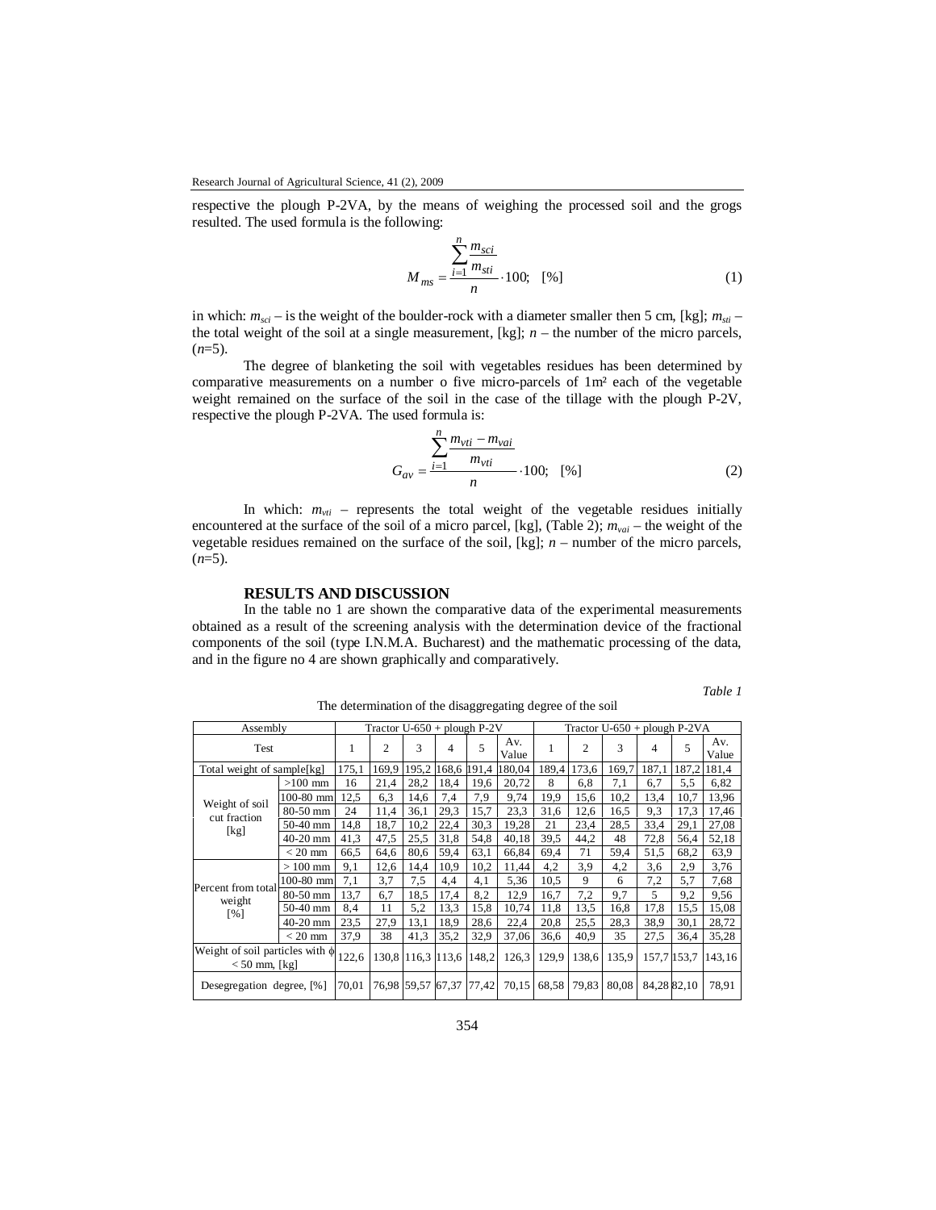respective the plough P-2VA, by the means of weighing the processed soil and the grogs resulted. The used formula is the following:

$$M_{ms} = \frac{\sum_{i=1}^{n} \frac{m_{sci}}{m_{sti}}}{n} \cdot 100; \quad [\%] \tag{1}$$

in which: $m_{sci}$ – is the weight of the boulder-rock with a diameter smaller then 5 cm, [kg]; $m_{sti}$ – the total weight of the soil at a single measurement, [kg]; $n$ – the number of the micro parcels, ($n$=5).

The degree of blanketing the soil with vegetables residues has been determined by comparative measurements on a number o five micro-parcels of 1m² each of the vegetable weight remained on the surface of the soil in the case of the tillage with the plough P-2V, respective the plough P-2VA. The used formula is:

$$G_{av} = \frac{\sum_{i=1}^{n} \frac{m_{vti} - m_{vai}}{m_{vti}}}{n} \cdot 100; \quad [\%] \tag{2}$$

In which: $m_{vti}$ – represents the total weight of the vegetable residues initially encountered at the surface of the soil of a micro parcel, [kg], (Table 2); $m_{vai}$ – the weight of the vegetable residues remained on the surface of the soil, [kg]; $n$ – number of the micro parcels, ($n$=5).

## RESULTS AND DISCUSSION

In the table no 1 are shown the comparative data of the experimental measurements obtained as a result of the screening analysis with the determination device of the fractional components of the soil (type I.N.M.A. Bucharest) and the mathematic processing of the data, and in the figure no 4 are shown graphically and comparatively.

*Table 1*

The determination of the disaggregating degree of the soil

| Assembly | | Tractor U-650 + plough P-2V | | | | | | Tractor U-650 + plough P-2VA | | | | | |
|---|---|---|---|---|---|---|---|---|---|---|---|---|---|
| Test | | 1 | 2 | 3 | 4 | 5 | Av. Value | 1 | 2 | 3 | 4 | 5 | Av. Value |
| Total weight of sample[kg] | | 175,1 | 169,9 | 195,2 | 168,6 | 191,4 | 180,04 | 189,4 | 173,6 | 169,7 | 187,1 | 187,2 | 181,4 |
| Weight of soil cut fraction [kg] | >100 mm | 16 | 21,4 | 28,2 | 18,4 | 19,6 | 20,72 | 8 | 6,8 | 7,1 | 6,7 | 5,5 | 6,82 |
| | 100-80 mm | 12,5 | 6,3 | 14,6 | 7,4 | 7,9 | 9,74 | 19,9 | 15,6 | 10,2 | 13,4 | 10,7 | 13,96 |
| | 80-50 mm | 24 | 11,4 | 36,1 | 29,3 | 15,7 | 23,3 | 31,6 | 12,6 | 16,5 | 9,3 | 17,3 | 17,46 |
| | 50-40 mm | 14,8 | 18,7 | 10,2 | 22,4 | 30,3 | 19,28 | 21 | 23,4 | 28,5 | 33,4 | 29,1 | 27,08 |
| | 40-20 mm | 41,3 | 47,5 | 25,5 | 31,8 | 54,8 | 40,18 | 39,5 | 44,2 | 48 | 72,8 | 56,4 | 52,18 |
| | < 20 mm | 66,5 | 64,6 | 80,6 | 59,4 | 63,1 | 66,84 | 69,4 | 71 | 59,4 | 51,5 | 68,2 | 63,9 |
| Percent from total weight [%] | > 100 mm | 9,1 | 12,6 | 14,4 | 10,9 | 10,2 | 11,44 | 4,2 | 3,9 | 4,2 | 3,6 | 2,9 | 3,76 |
| | 100-80 mm | 7,1 | 3,7 | 7,5 | 4,4 | 4,1 | 5,36 | 10,5 | 9 | 6 | 7,2 | 5,7 | 7,68 |
| | 80-50 mm | 13,7 | 6,7 | 18,5 | 17,4 | 8,2 | 12,9 | 16,7 | 7,2 | 9,7 | 5 | 9,2 | 9,56 |
| | 50-40 mm | 8,4 | 11 | 5,2 | 13,3 | 15,8 | 10,74 | 11,8 | 13,5 | 16,8 | 17,8 | 15,5 | 15,08 |
| | 40-20 mm | 23,5 | 27,9 | 13,1 | 18,9 | 28,6 | 22,4 | 20,8 | 25,5 | 28,3 | 38,9 | 30,1 | 28,72 |
| | < 20 mm | 37,9 | 38 | 41,3 | 35,2 | 32,9 | 37,06 | 36,6 | 40,9 | 35 | 27,5 | 36,4 | 35,28 |
| Weight of soil particles with ϕ < 50 mm, [kg] | | 122,6 | 130,8 | 116,3 | 113,6 | 148,2 | 126,3 | 129,9 | 138,6 | 135,9 | 157,7 | 153,7 | 143,16 |
| Desegregation degree, [%] | | 70,01 | 76,98 | 59,57 | 67,37 | 77,42 | 70,15 | 68,58 | 79,83 | 80,08 | 84,28 | 82,10 | 78,91 |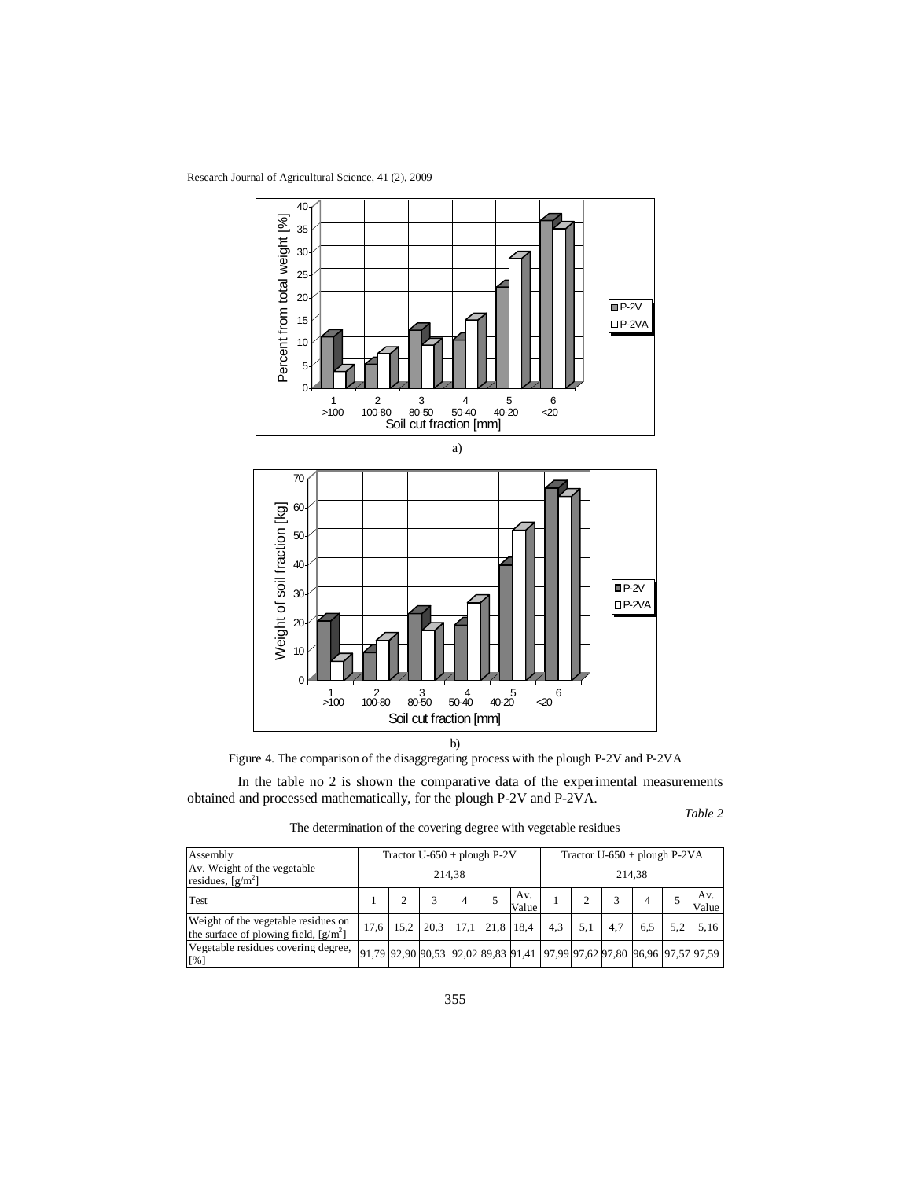a)

b)

Figure 4. The comparison of the disaggregating process with the plough P-2V and P-2VA

In the table no 2 is shown the comparative data of the experimental measurements obtained and processed mathematically, for the plough P-2V and P-2VA.

*Table 2*

The determination of the covering degree with vegetable residues

| Assembly | Tractor U-650 + plough P-2V | | | | | | Tractor U-650 + plough P-2VA | | | | | |
|---|---|---|---|---|---|---|---|---|---|---|---|---|
| Av. Weight of the vegetable residues, [g/m$^2$] | 214,38 | | | | | | 214,38 | | | | | |
| Test | 1 | 2 | 3 | 4 | 5 | Av. Value | 1 | 2 | 3 | 4 | 5 | Av. Value |
| Weight of the vegetable residues on the surface of plowing field, [g/m$^2$] | 17,6 | 15,2 | 20,3 | 17,1 | 21,8 | 18,4 | 4,3 | 5,1 | 4,7 | 6,5 | 5,2 | 5,16 |
| Vegetable residues covering degree, [%] | 91,79 | 92,90 | 90,53 | 92,02 | 89,83 | 91,41 | 97,99 | 97,62 | 97,80 | 96,96 | 97,57 | 97,59 |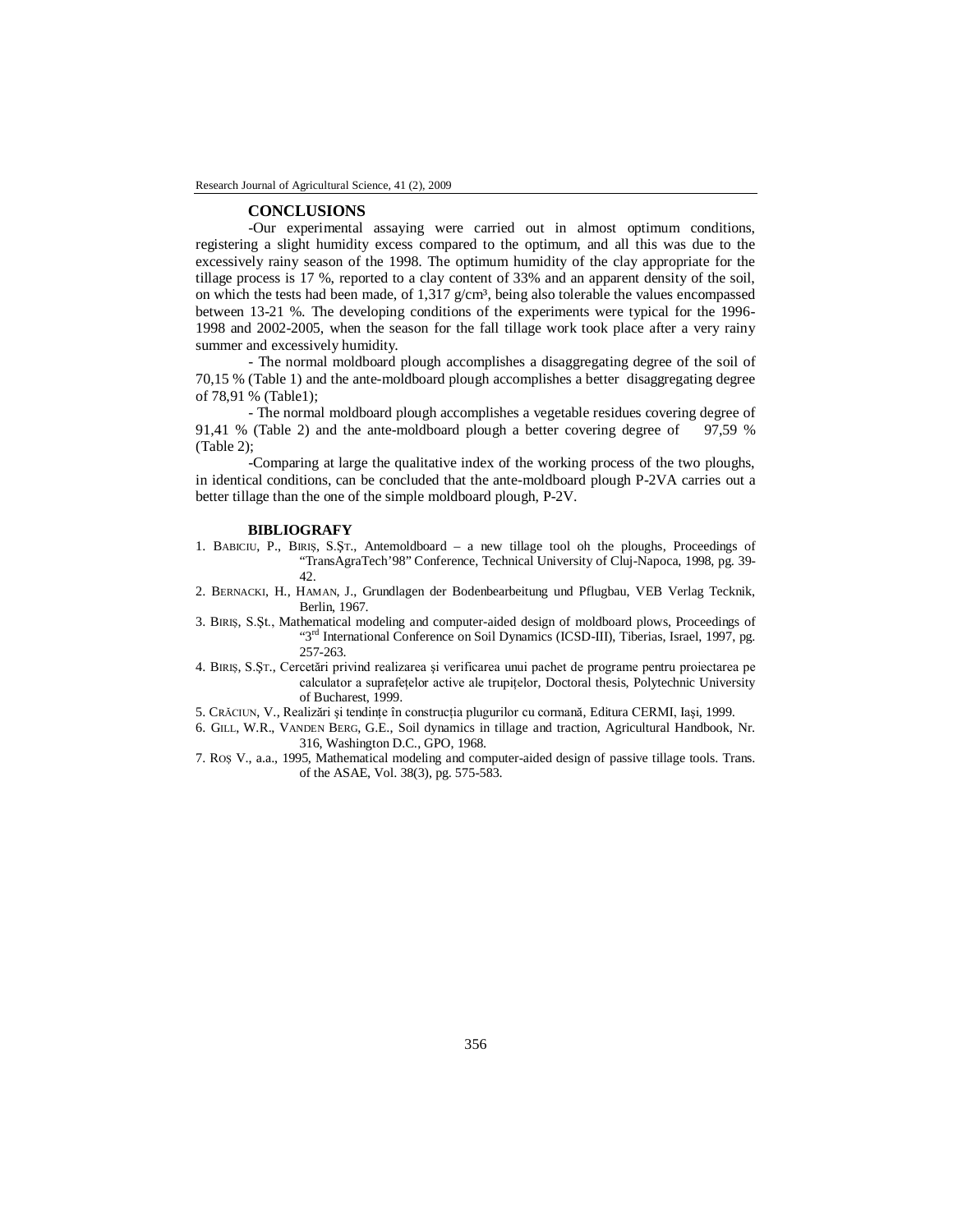## CONCLUSIONS

-Our experimental assaying were carried out in almost optimum conditions, registering a slight humidity excess compared to the optimum, and all this was due to the excessively rainy season of the 1998. The optimum humidity of the clay appropriate for the tillage process is 17 %, reported to a clay content of 33% and an apparent density of the soil, on which the tests had been made, of 1,317 g/cm³, being also tolerable the values encompassed between 13-21 %. The developing conditions of the experiments were typical for the 1996-1998 and 2002-2005, when the season for the fall tillage work took place after a very rainy summer and excessively humidity.

- The normal moldboard plough accomplishes a disaggregating degree of the soil of 70,15 % (Table 1) and the ante-moldboard plough accomplishes a better disaggregating degree of 78,91 % (Table1);

- The normal moldboard plough accomplishes a vegetable residues covering degree of 91,41 % (Table 2) and the ante-moldboard plough a better covering degree of 97,59 % (Table 2);

-Comparing at large the qualitative index of the working process of the two ploughs, in identical conditions, can be concluded that the ante-moldboard plough P-2VA carries out a better tillage than the one of the simple moldboard plough, P-2V.

## BIBLIOGRAFY

1. BABICIU, P., BIRIȘ, S.ȘT., Antemoldboard – a new tillage tool oh the ploughs, Proceedings of "TransAgraTech'98" Conference, Technical University of Cluj-Napoca, 1998, pg. 39-42.
2. BERNACKI, H., HAMAN, J., Grundlagen der Bodenbearbeitung und Pflugbau, VEB Verlag Tecknik, Berlin, 1967.
3. BIRIȘ, S.Șt., Mathematical modeling and computer-aided design of moldboard plows, Proceedings of "3rd International Conference on Soil Dynamics (ICSD-III), Tiberias, Israel, 1997, pg. 257-263.
4. BIRIȘ, S.ȘT., Cercetări privind realizarea și verificarea unui pachet de programe pentru proiectarea pe calculator a suprafețelor active ale trupițelor, Doctoral thesis, Polytechnic University of Bucharest, 1999.
5. CRĂCIUN, V., Realizări și tendințe în construcția plugurilor cu cormană, Editura CERMI, Iași, 1999.
6. GILL, W.R., VANDEN BERG, G.E., Soil dynamics in tillage and traction, Agricultural Handbook, Nr. 316, Washington D.C., GPO, 1968.
7. ROȘ V., a.a., 1995, Mathematical modeling and computer-aided design of passive tillage tools. Trans. of the ASAE, Vol. 38(3), pg. 575-583.